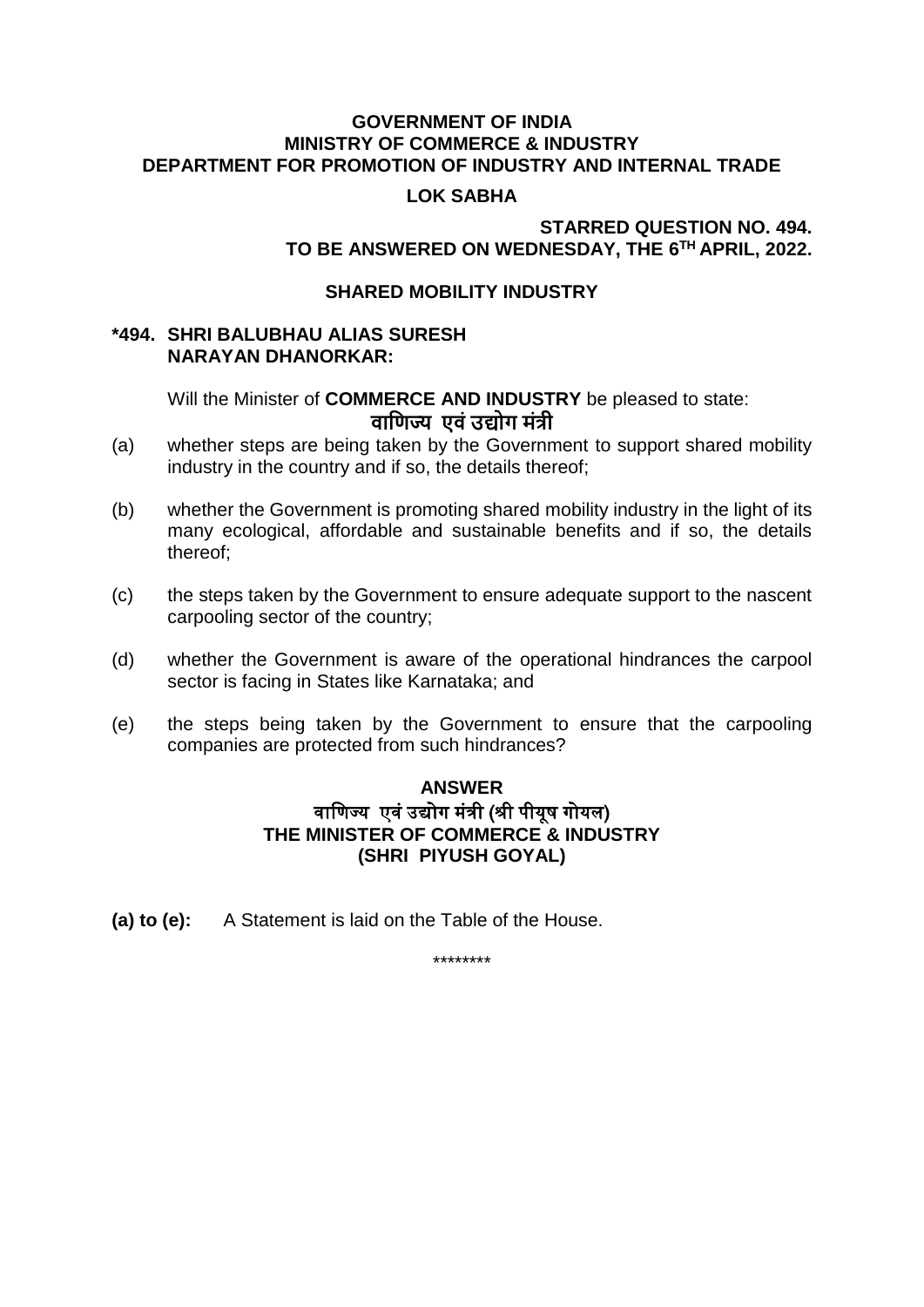**GOVERNMENT OF INDIA**
**MINISTRY OF COMMERCE & INDUSTRY**
**DEPARTMENT FOR PROMOTION OF INDUSTRY AND INTERNAL TRADE**

**LOK SABHA**

**STARRED QUESTION NO. 494.**
**TO BE ANSWERED ON WEDNESDAY, THE 6TH APRIL, 2022.**

**SHARED MOBILITY INDUSTRY**

**\*494. SHRI BALUBHAU ALIAS SURESH NARAYAN DHANORKAR:**

Will the Minister of **COMMERCE AND INDUSTRY** be pleased to state:
**वाणिज्य एवं उद्योग मंत्री**

(a) whether steps are being taken by the Government to support shared mobility industry in the country and if so, the details thereof;

(b) whether the Government is promoting shared mobility industry in the light of its many ecological, affordable and sustainable benefits and if so, the details thereof;

(c) the steps taken by the Government to ensure adequate support to the nascent carpooling sector of the country;

(d) whether the Government is aware of the operational hindrances the carpool sector is facing in States like Karnataka; and

(e) the steps being taken by the Government to ensure that the carpooling companies are protected from such hindrances?

**ANSWER**
**वाणिज्य एवं उद्योग मंत्री (श्री पीयूष गोयल)**
**THE MINISTER OF COMMERCE & INDUSTRY**
**(SHRI PIYUSH GOYAL)**

**(a) to (e):** A Statement is laid on the Table of the House.

\*\*\*\*\*\*\*\*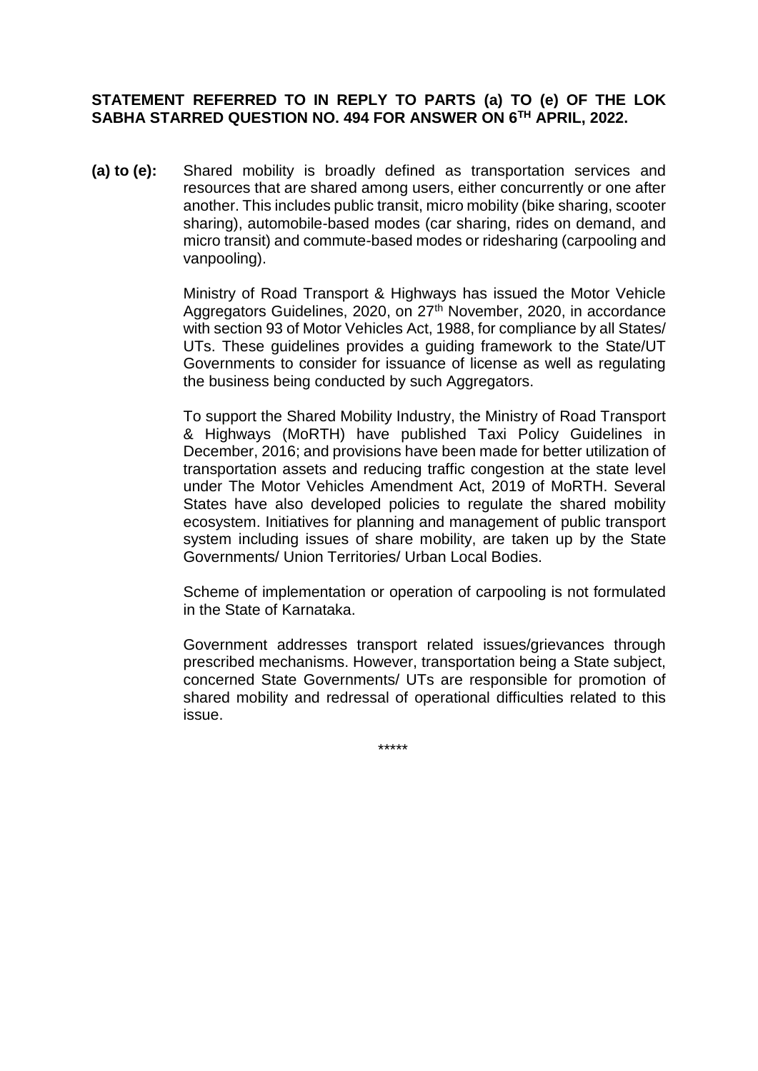**STATEMENT REFERRED TO IN REPLY TO PARTS (a) TO (e) OF THE LOK SABHA STARRED QUESTION NO. 494 FOR ANSWER ON 6TH APRIL, 2022.**

**(a) to (e):** Shared mobility is broadly defined as transportation services and resources that are shared among users, either concurrently or one after another. This includes public transit, micro mobility (bike sharing, scooter sharing), automobile-based modes (car sharing, rides on demand, and micro transit) and commute-based modes or ridesharing (carpooling and vanpooling).

Ministry of Road Transport & Highways has issued the Motor Vehicle Aggregators Guidelines, 2020, on 27th November, 2020, in accordance with section 93 of Motor Vehicles Act, 1988, for compliance by all States/ UTs. These guidelines provides a guiding framework to the State/UT Governments to consider for issuance of license as well as regulating the business being conducted by such Aggregators.

To support the Shared Mobility Industry, the Ministry of Road Transport & Highways (MoRTH) have published Taxi Policy Guidelines in December, 2016; and provisions have been made for better utilization of transportation assets and reducing traffic congestion at the state level under The Motor Vehicles Amendment Act, 2019 of MoRTH. Several States have also developed policies to regulate the shared mobility ecosystem. Initiatives for planning and management of public transport system including issues of share mobility, are taken up by the State Governments/ Union Territories/ Urban Local Bodies.

Scheme of implementation or operation of carpooling is not formulated in the State of Karnataka.

Government addresses transport related issues/grievances through prescribed mechanisms. However, transportation being a State subject, concerned State Governments/ UTs are responsible for promotion of shared mobility and redressal of operational difficulties related to this issue.

*****